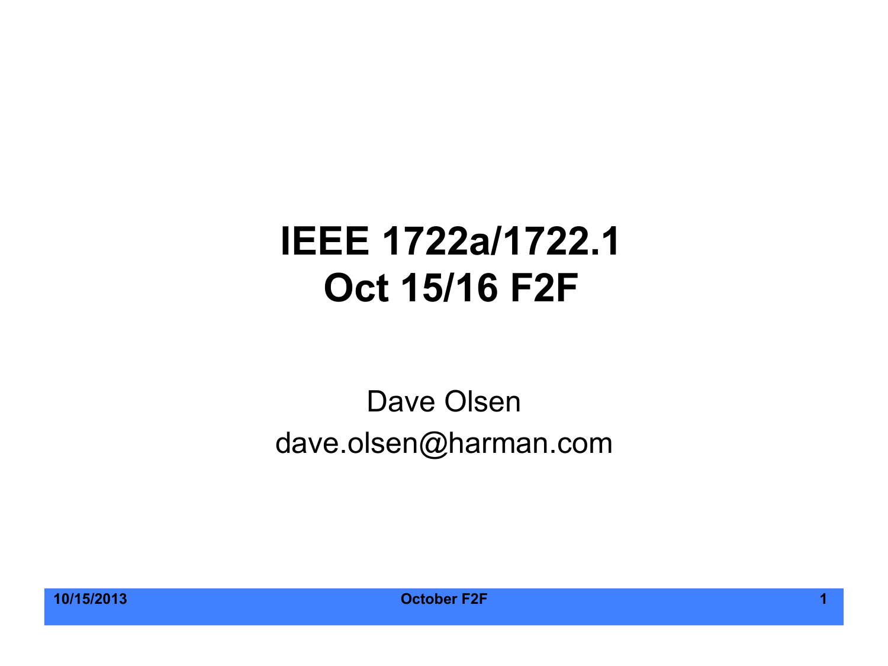# IEEE 1722a/1722.1
# Oct 15/16 F2F

Dave Olsen

dave.olsen@harman.com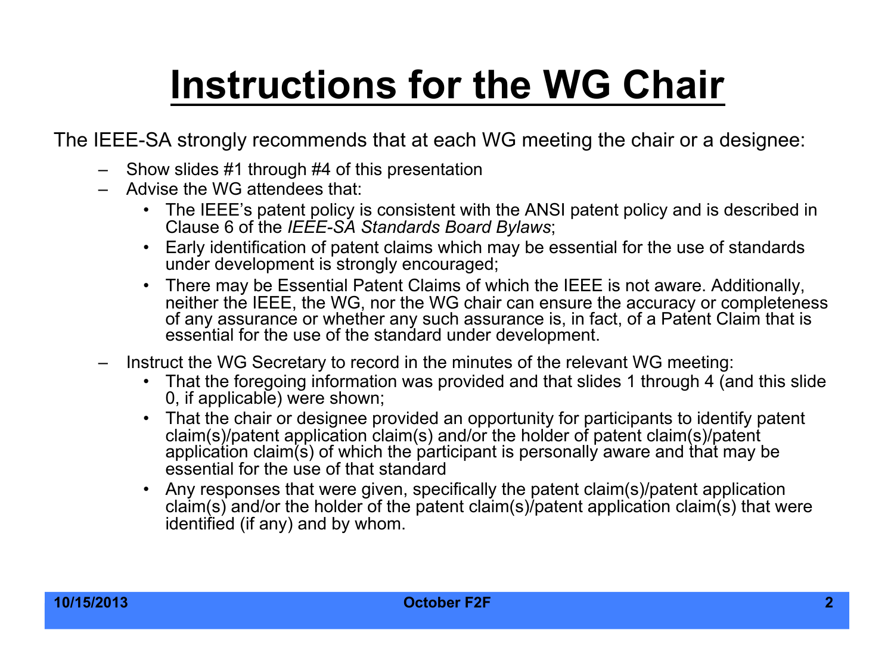# Instructions for the WG Chair

The IEEE-SA strongly recommends that at each WG meeting the chair or a designee:

- Show slides #1 through #4 of this presentation
- Advise the WG attendees that:
  - The IEEE's patent policy is consistent with the ANSI patent policy and is described in Clause 6 of the *IEEE-SA Standards Board Bylaws*;
  - Early identification of patent claims which may be essential for the use of standards under development is strongly encouraged;
  - There may be Essential Patent Claims of which the IEEE is not aware. Additionally, neither the IEEE, the WG, nor the WG chair can ensure the accuracy or completeness of any assurance or whether any such assurance is, in fact, of a Patent Claim that is essential for the use of the standard under development.
- Instruct the WG Secretary to record in the minutes of the relevant WG meeting:
  - That the foregoing information was provided and that slides 1 through 4 (and this slide 0, if applicable) were shown;
  - That the chair or designee provided an opportunity for participants to identify patent claim(s)/patent application claim(s) and/or the holder of patent claim(s)/patent application claim(s) of which the participant is personally aware and that may be essential for the use of that standard
  - Any responses that were given, specifically the patent claim(s)/patent application claim(s) and/or the holder of the patent claim(s)/patent application claim(s) that were identified (if any) and by whom.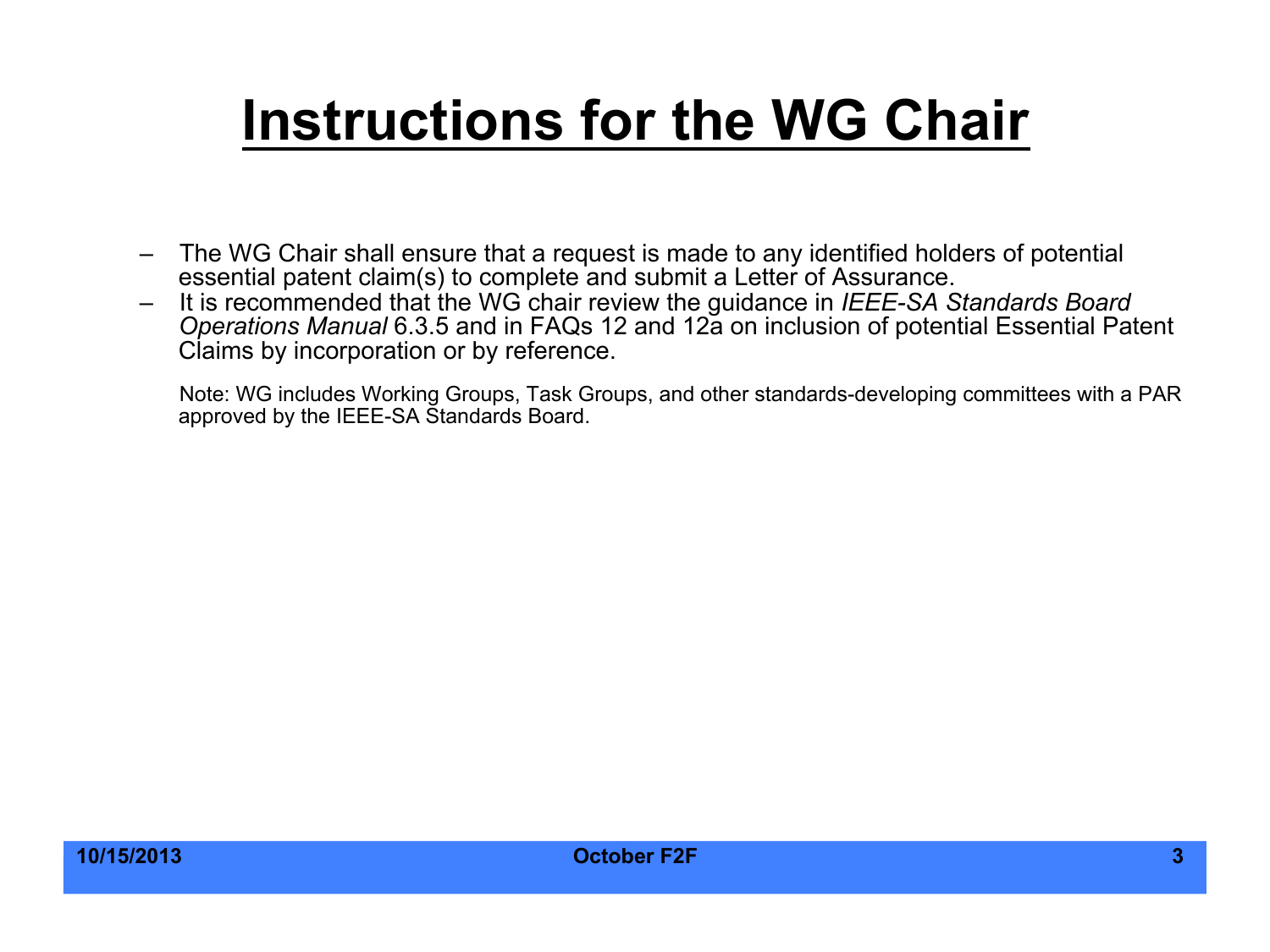# Instructions for the WG Chair

- The WG Chair shall ensure that a request is made to any identified holders of potential essential patent claim(s) to complete and submit a Letter of Assurance.
- It is recommended that the WG chair review the guidance in *IEEE-SA Standards Board Operations Manual* 6.3.5 and in FAQs 12 and 12a on inclusion of potential Essential Patent Claims by incorporation or by reference.

Note: WG includes Working Groups, Task Groups, and other standards-developing committees with a PAR approved by the IEEE-SA Standards Board.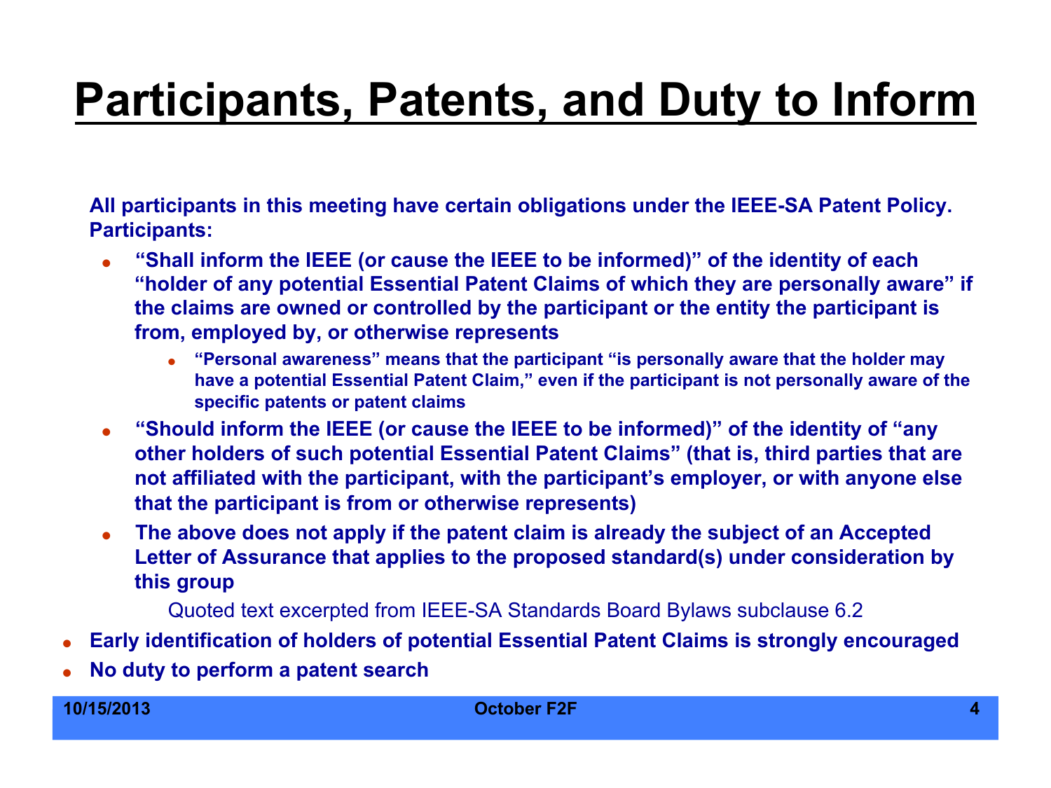# Participants, Patents, and Duty to Inform

**All participants in this meeting have certain obligations under the IEEE-SA Patent Policy. Participants:**

- **"Shall inform the IEEE (or cause the IEEE to be informed)" of the identity of each "holder of any potential Essential Patent Claims of which they are personally aware" if the claims are owned or controlled by the participant or the entity the participant is from, employed by, or otherwise represents**
  - **"Personal awareness" means that the participant "is personally aware that the holder may have a potential Essential Patent Claim," even if the participant is not personally aware of the specific patents or patent claims**
- **"Should inform the IEEE (or cause the IEEE to be informed)" of the identity of "any other holders of such potential Essential Patent Claims" (that is, third parties that are not affiliated with the participant, with the participant's employer, or with anyone else that the participant is from or otherwise represents)**
- **The above does not apply if the patent claim is already the subject of an Accepted Letter of Assurance that applies to the proposed standard(s) under consideration by this group**

Quoted text excerpted from IEEE-SA Standards Board Bylaws subclause 6.2

- **Early identification of holders of potential Essential Patent Claims is strongly encouraged**
- **No duty to perform a patent search**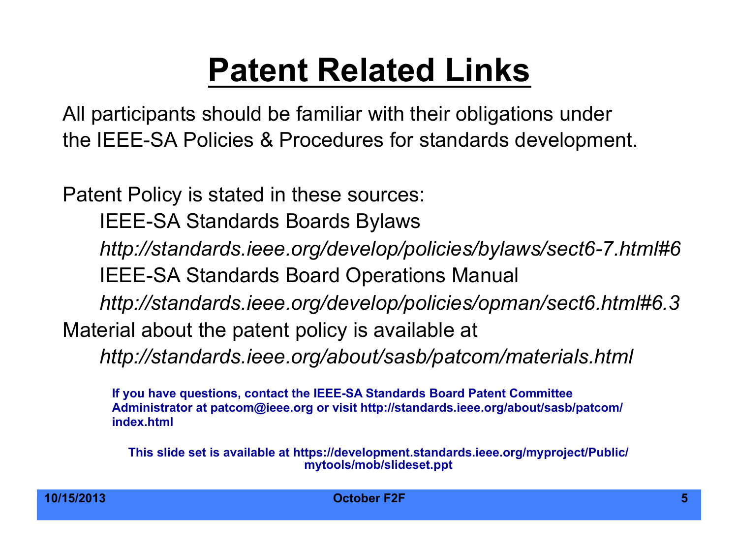# Patent Related Links

All participants should be familiar with their obligations under the IEEE-SA Policies & Procedures for standards development.

Patent Policy is stated in these sources:

IEEE-SA Standards Boards Bylaws

*http://standards.ieee.org/develop/policies/bylaws/sect6-7.html#6*

IEEE-SA Standards Board Operations Manual

*http://standards.ieee.org/develop/policies/opman/sect6.html#6.3*

Material about the patent policy is available at

*http://standards.ieee.org/about/sasb/patcom/materials.html*

**If you have questions, contact the IEEE-SA Standards Board Patent Committee Administrator at patcom@ieee.org or visit http://standards.ieee.org/about/sasb/patcom/index.html**

**This slide set is available at https://development.standards.ieee.org/myproject/Public/mytools/mob/slideset.ppt**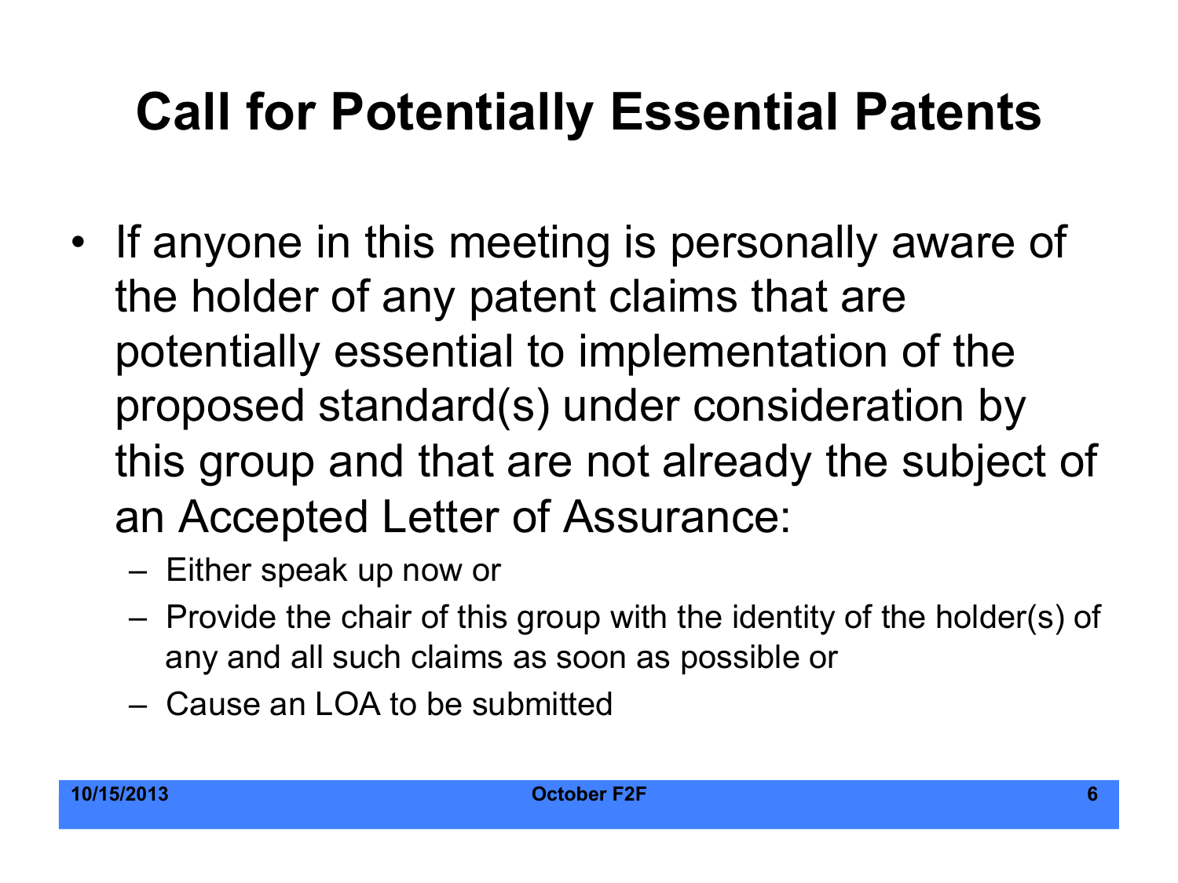# Call for Potentially Essential Patents

- If anyone in this meeting is personally aware of the holder of any patent claims that are potentially essential to implementation of the proposed standard(s) under consideration by this group and that are not already the subject of an Accepted Letter of Assurance:
  - Either speak up now or
  - Provide the chair of this group with the identity of the holder(s) of any and all such claims as soon as possible or
  - Cause an LOA to be submitted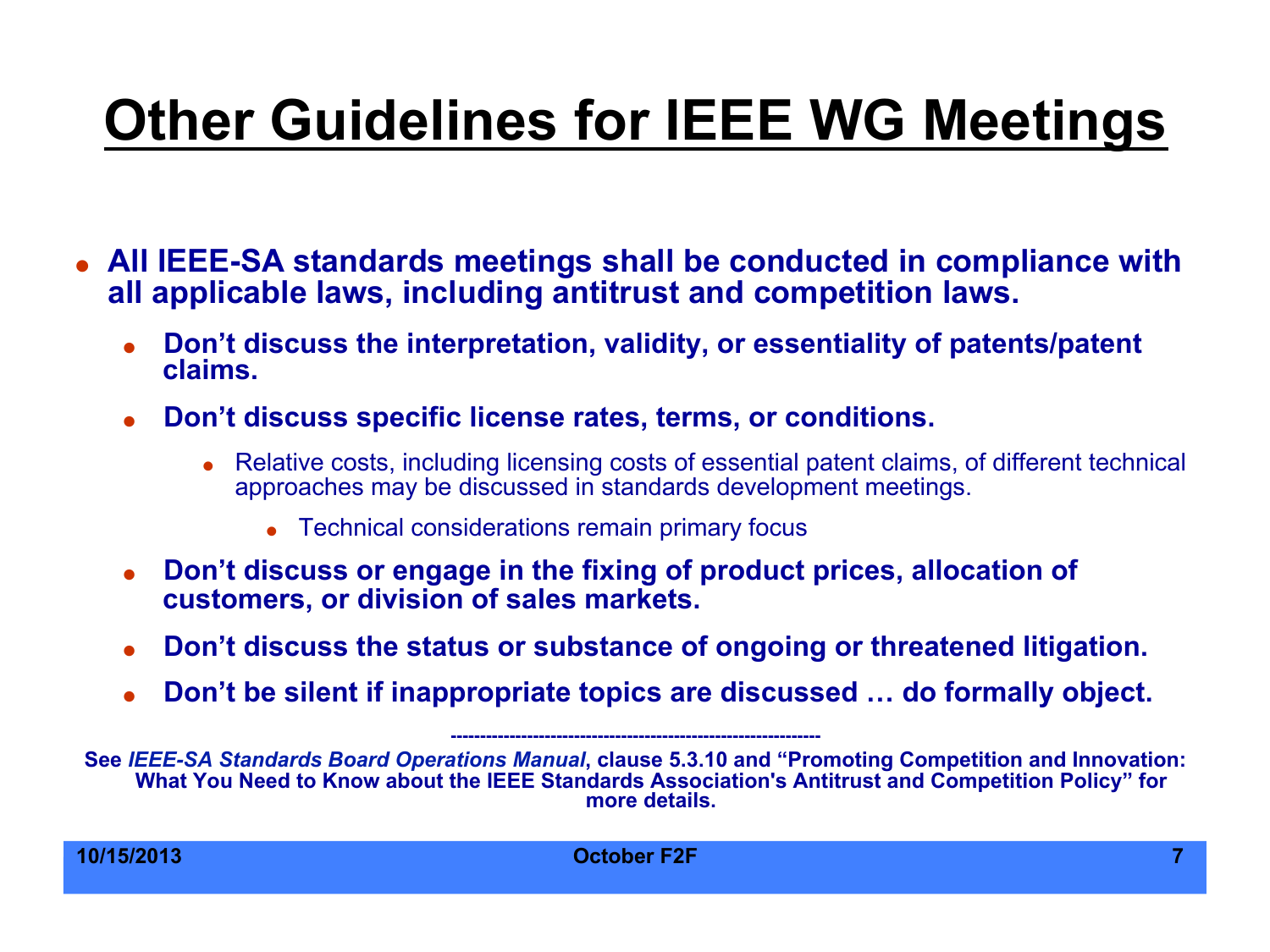# Other Guidelines for IEEE WG Meetings

- **All IEEE-SA standards meetings shall be conducted in compliance with all applicable laws, including antitrust and competition laws.**
  - **Don't discuss the interpretation, validity, or essentiality of patents/patent claims.**
  - **Don't discuss specific license rates, terms, or conditions.**
    - Relative costs, including licensing costs of essential patent claims, of different technical approaches may be discussed in standards development meetings.
      - Technical considerations remain primary focus
  - **Don't discuss or engage in the fixing of product prices, allocation of customers, or division of sales markets.**
  - **Don't discuss the status or substance of ongoing or threatened litigation.**
  - **Don't be silent if inappropriate topics are discussed … do formally object.**

---

**See *IEEE-SA Standards Board Operations Manual*, clause 5.3.10 and "Promoting Competition and Innovation: What You Need to Know about the IEEE Standards Association's Antitrust and Competition Policy" for more details.**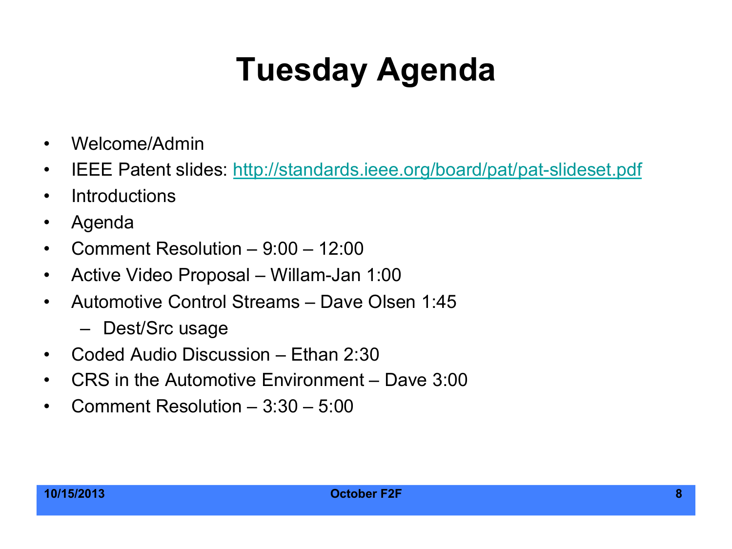# Tuesday Agenda

- Welcome/Admin
- IEEE Patent slides: [http://standards.ieee.org/board/pat/pat-slideset.pdf](http://standards.ieee.org/board/pat/pat-slideset.pdf)
- Introductions
- Agenda
- Comment Resolution – 9:00 – 12:00
- Active Video Proposal – Willam-Jan 1:00
- Automotive Control Streams – Dave Olsen 1:45
  - Dest/Src usage
- Coded Audio Discussion – Ethan 2:30
- CRS in the Automotive Environment – Dave 3:00
- Comment Resolution – 3:30 – 5:00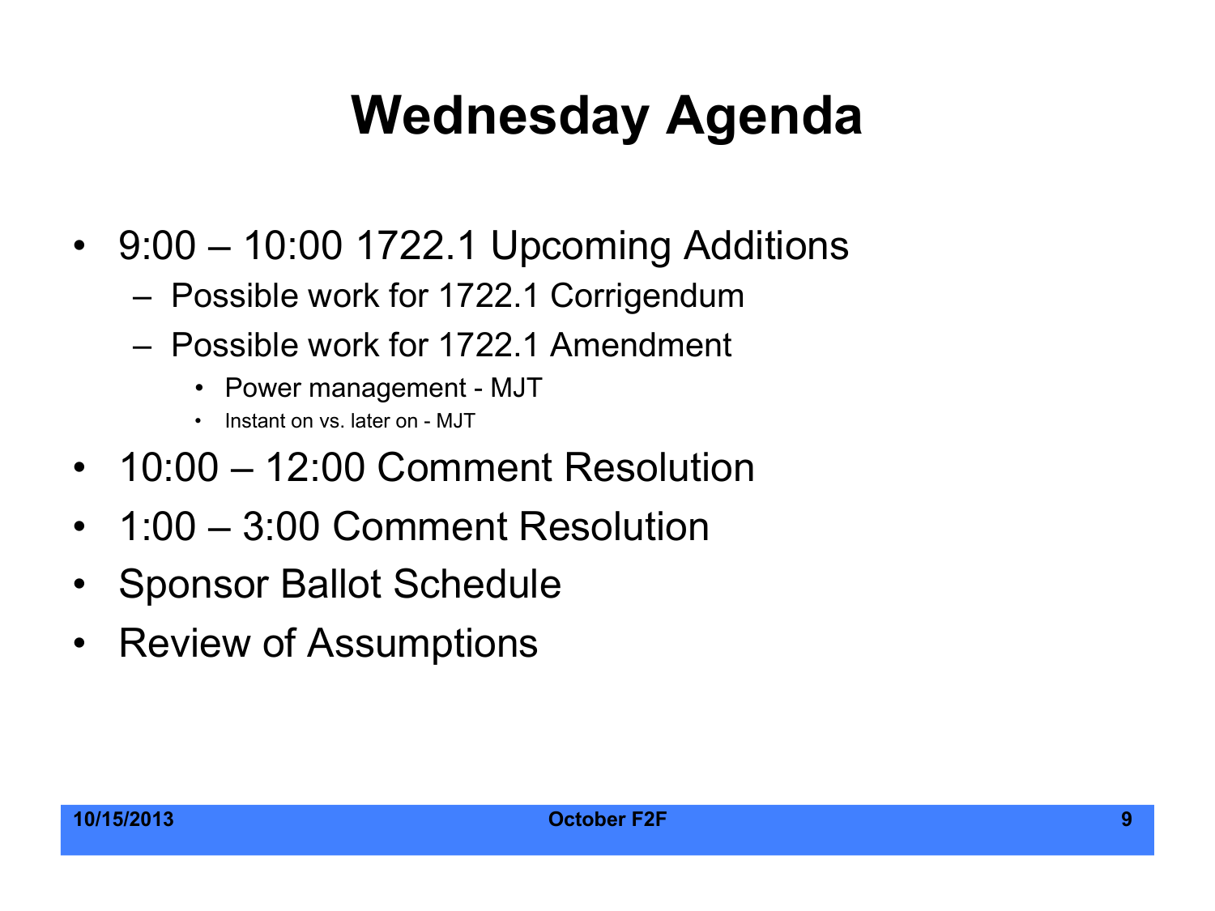# Wednesday Agenda

- 9:00 – 10:00 1722.1 Upcoming Additions
  - Possible work for 1722.1 Corrigendum
  - Possible work for 1722.1 Amendment
    - Power management - MJT
    - Instant on vs. later on - MJT
- 10:00 – 12:00 Comment Resolution
- 1:00 – 3:00 Comment Resolution
- Sponsor Ballot Schedule
- Review of Assumptions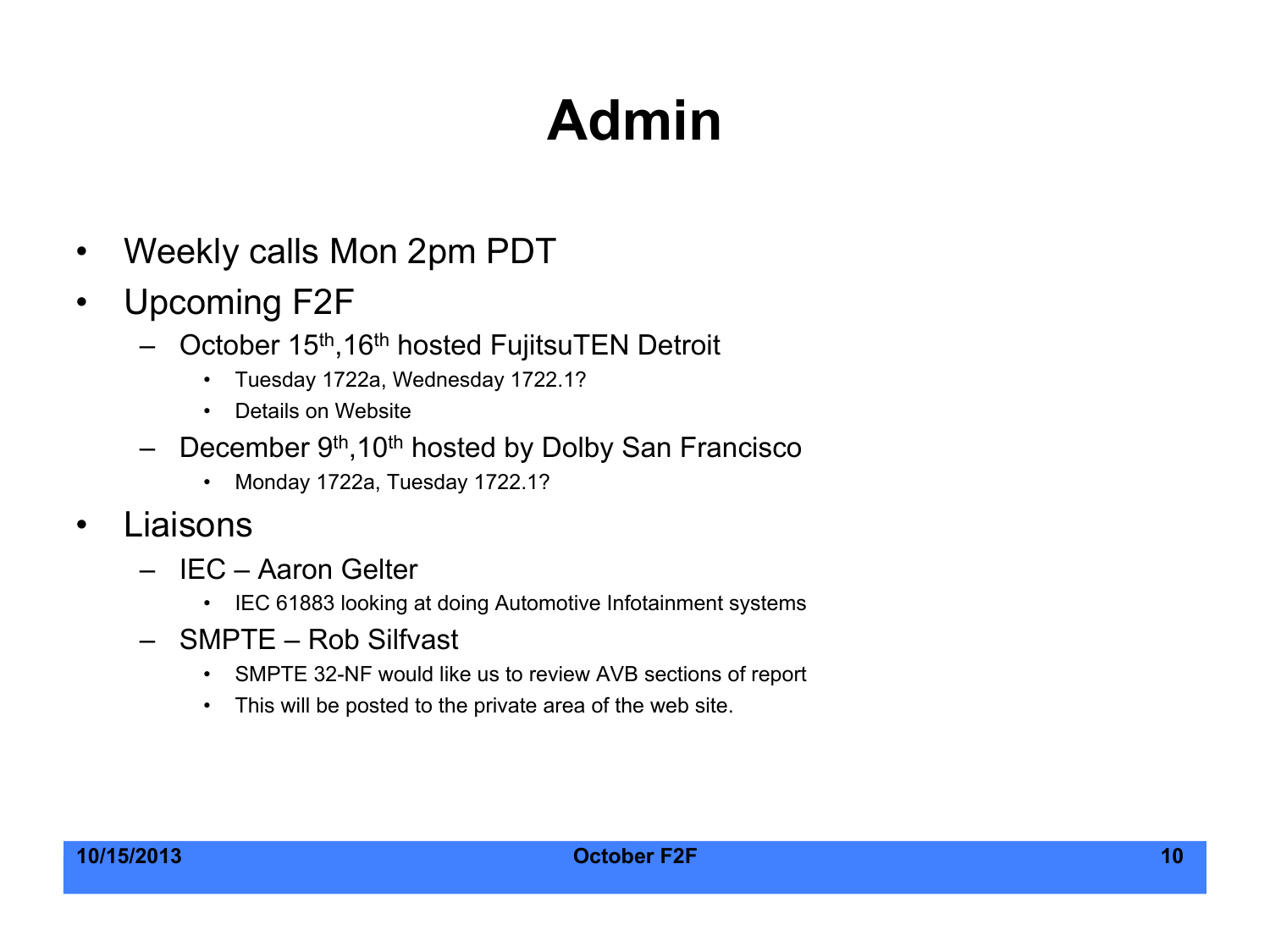# Admin

- Weekly calls Mon 2pm PDT
- Upcoming F2F
  - October 15th,16th hosted FujitsuTEN Detroit
    - Tuesday 1722a, Wednesday 1722.1?
    - Details on Website
  - December 9th,10th hosted by Dolby San Francisco
    - Monday 1722a, Tuesday 1722.1?
- Liaisons
  - IEC – Aaron Gelter
    - IEC 61883 looking at doing Automotive Infotainment systems
  - SMPTE – Rob Silfvast
    - SMPTE 32-NF would like us to review AVB sections of report
    - This will be posted to the private area of the web site.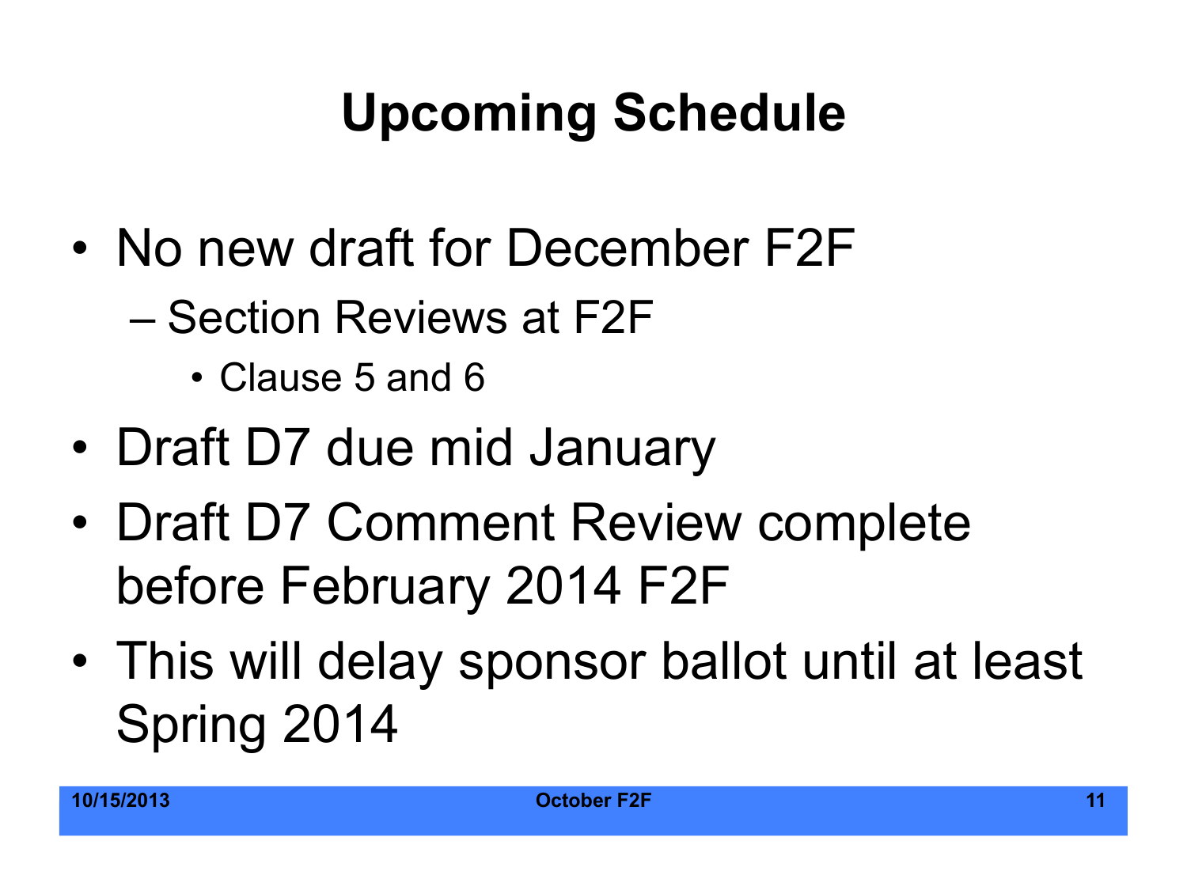# Upcoming Schedule

- No new draft for December F2F
  - Section Reviews at F2F
    - Clause 5 and 6
- Draft D7 due mid January
- Draft D7 Comment Review complete before February 2014 F2F
- This will delay sponsor ballot until at least Spring 2014